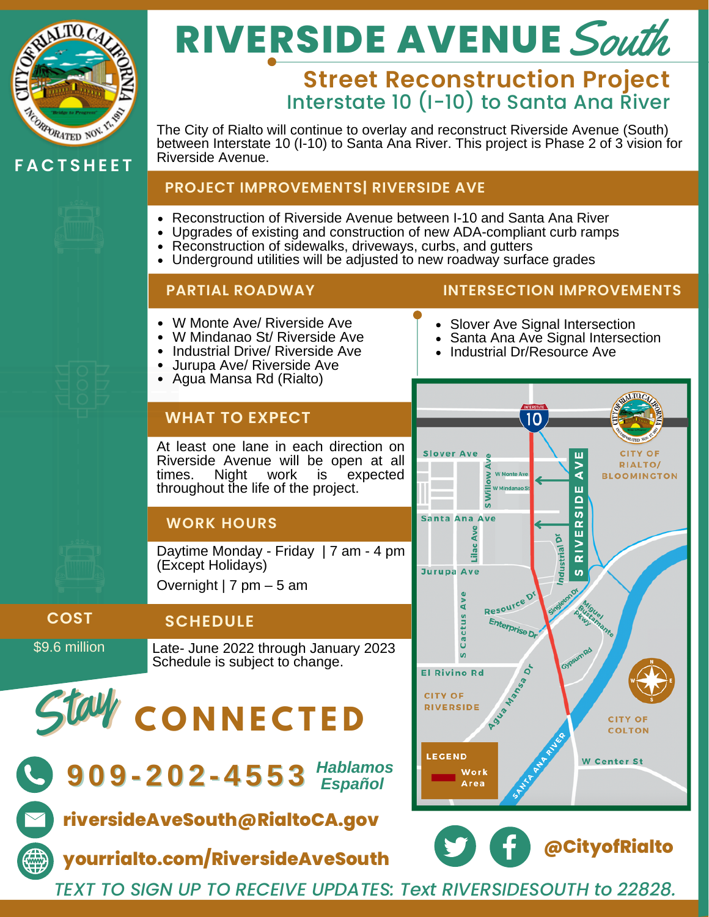FACTSHEET

# RIVERSIDE AVENUE *South*

## Street Reconstruction Project

### Interstate 10 (I-10) to Santa Ana River

The City of Rialto will continue to overlay and reconstruct Riverside Avenue (South) between Interstate 10 (I-10) to Santa Ana River. This project is Phase 2 of 3 vision for Riverside Avenue.

## PROJECT IMPROVEMENTS| RIVERSIDE AVE

- Reconstruction of Riverside Avenue between I-10 and Santa Ana River
- Upgrades of existing and construction of new ADA-compliant curb ramps
- Reconstruction of sidewalks, driveways, curbs, and gutters
- Underground utilities will be adjusted to new roadway surface grades

## PARTIAL ROADWAY

- W Monte Ave/ Riverside Ave
- W Mindanao St/ Riverside Ave
- Industrial Drive/ Riverside Ave
- Jurupa Ave/ Riverside Ave
- Agua Mansa Rd (Rialto)

## INTERSECTION IMPROVEMENTS

- Slover Ave Signal Intersection
- Santa Ana Ave Signal Intersection
- Industrial Dr/Resource Ave

## WHAT TO EXPECT

At least one lane in each direction on Riverside Avenue will be open at all times. Night work is expected throughout the life of the project.

## WORK HOURS

Daytime Monday - Friday | 7 am - 4 pm (Except Holidays)

Overnight | 7 pm – 5 am

## COST

$9.6 million

## SCHEDULE

Late- June 2022 through January 2023

Schedule is subject to change.

## *Stay* CONNECTED

**909-202-4553** *Hablamos Español*

**riversideAveSouth@RialtoCA.gov**

**yourrialto.com/RiversideAveSouth**

**@CityofRialto**

*TEXT TO SIGN UP TO RECEIVE UPDATES: Text RIVERSIDESOUTH to 22828.*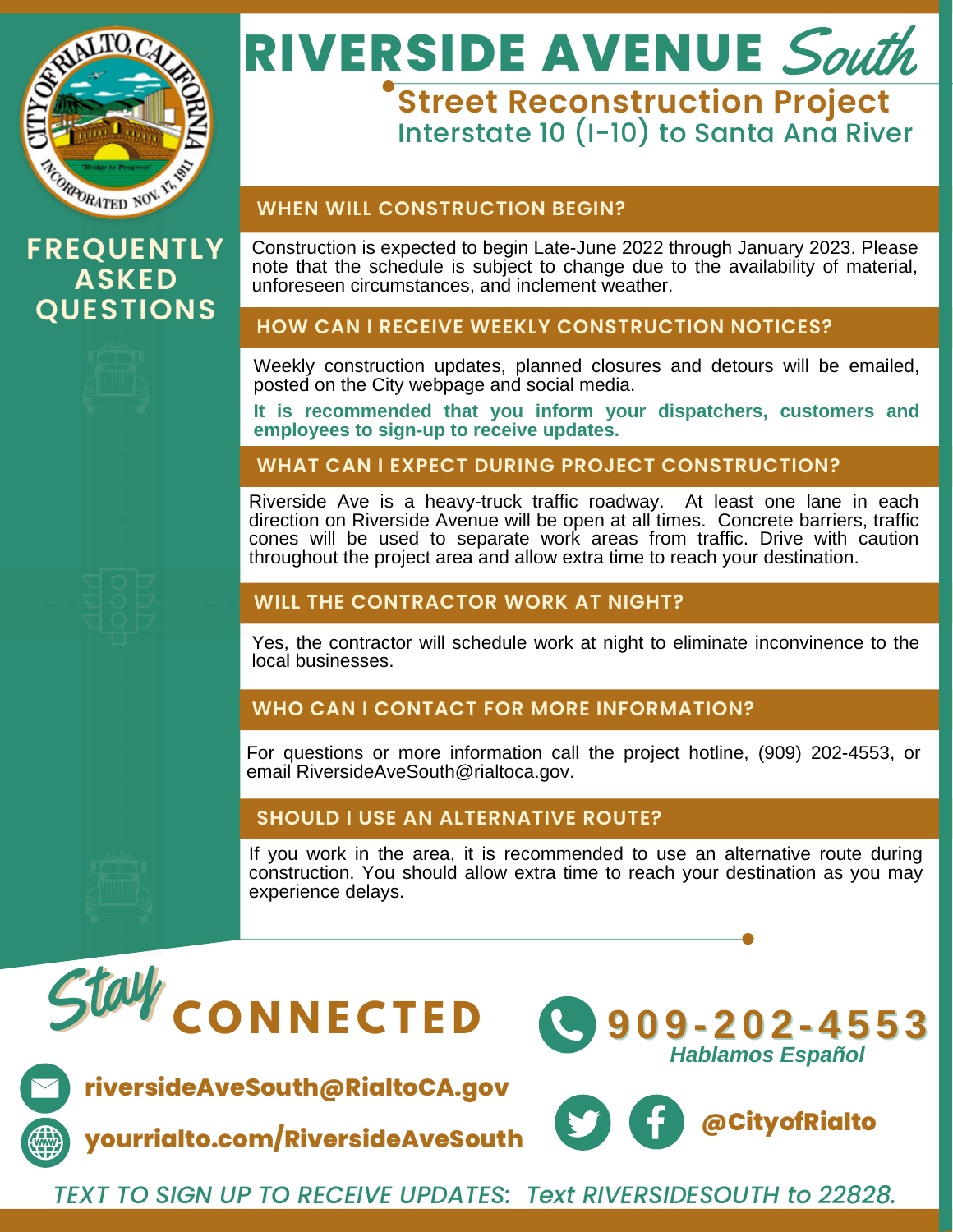# RIVERSIDE AVENUE *South*

## Street Reconstruction Project

### Interstate 10 (I-10) to Santa Ana River

**FREQUENTLY ASKED QUESTIONS**

### WHEN WILL CONSTRUCTION BEGIN?

Construction is expected to begin Late-June 2022 through January 2023. Please note that the schedule is subject to change due to the availability of material, unforeseen circumstances, and inclement weather.

### HOW CAN I RECEIVE WEEKLY CONSTRUCTION NOTICES?

Weekly construction updates, planned closures and detours will be emailed, posted on the City webpage and social media.

**It is recommended that you inform your dispatchers, customers and employees to sign-up to receive updates.**

### WHAT CAN I EXPECT DURING PROJECT CONSTRUCTION?

Riverside Ave is a heavy-truck traffic roadway. At least one lane in each direction on Riverside Avenue will be open at all times. Concrete barriers, traffic cones will be used to separate work areas from traffic. Drive with caution throughout the project area and allow extra time to reach your destination.

### WILL THE CONTRACTOR WORK AT NIGHT?

Yes, the contractor will schedule work at night to eliminate inconvinence to the local businesses.

### WHO CAN I CONTACT FOR MORE INFORMATION?

For questions or more information call the project hotline, (909) 202-4553, or email RiversideAveSouth@rialtoca.gov.

### SHOULD I USE AN ALTERNATIVE ROUTE?

If you work in the area, it is recommended to use an alternative route during construction. You should allow extra time to reach your destination as you may experience delays.

## *Stay* CONNECTED

**909-202-4553**
*Hablamos Español*

**riversideAveSouth@RialtoCA.gov**

**yourrialto.com/RiversideAveSouth**

**@CityofRialto**

*TEXT TO SIGN UP TO RECEIVE UPDATES: Text RIVERSIDESOUTH to 22828.*